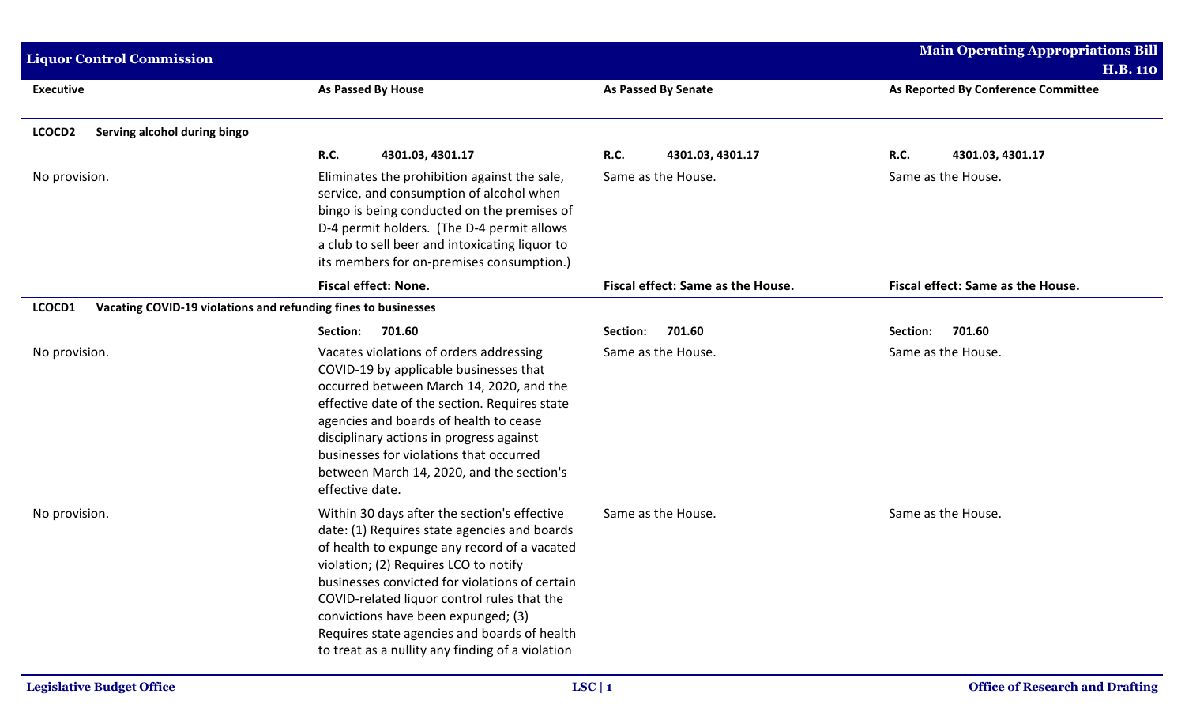## Liquor Control Commission

**Main Operating Appropriations Bill H.B. 110**

| Executive | As Passed By House | As Passed By Senate | As Reported By Conference Committee |
|---|---|---|---|
| **LCOCD2 Serving alcohol during bingo** | | | |
| | **R.C. 4301.03, 4301.17** | **R.C. 4301.03, 4301.17** | **R.C. 4301.03, 4301.17** |
| No provision. | Eliminates the prohibition against the sale, service, and consumption of alcohol when bingo is being conducted on the premises of D-4 permit holders. (The D-4 permit allows a club to sell beer and intoxicating liquor to its members for on-premises consumption.) | Same as the House. | Same as the House. |
| | **Fiscal effect: None.** | **Fiscal effect: Same as the House.** | **Fiscal effect: Same as the House.** |
| **LCOCD1 Vacating COVID-19 violations and refunding fines to businesses** | | | |
| | **Section: 701.60** | **Section: 701.60** | **Section: 701.60** |
| No provision. | Vacates violations of orders addressing COVID-19 by applicable businesses that occurred between March 14, 2020, and the effective date of the section. Requires state agencies and boards of health to cease disciplinary actions in progress against businesses for violations that occurred between March 14, 2020, and the section's effective date. | Same as the House. | Same as the House. |
| No provision. | Within 30 days after the section's effective date: (1) Requires state agencies and boards of health to expunge any record of a vacated violation; (2) Requires LCO to notify businesses convicted for violations of certain COVID-related liquor control rules that the convictions have been expunged; (3) Requires state agencies and boards of health to treat as a nullity any finding of a violation | Same as the House. | Same as the House. |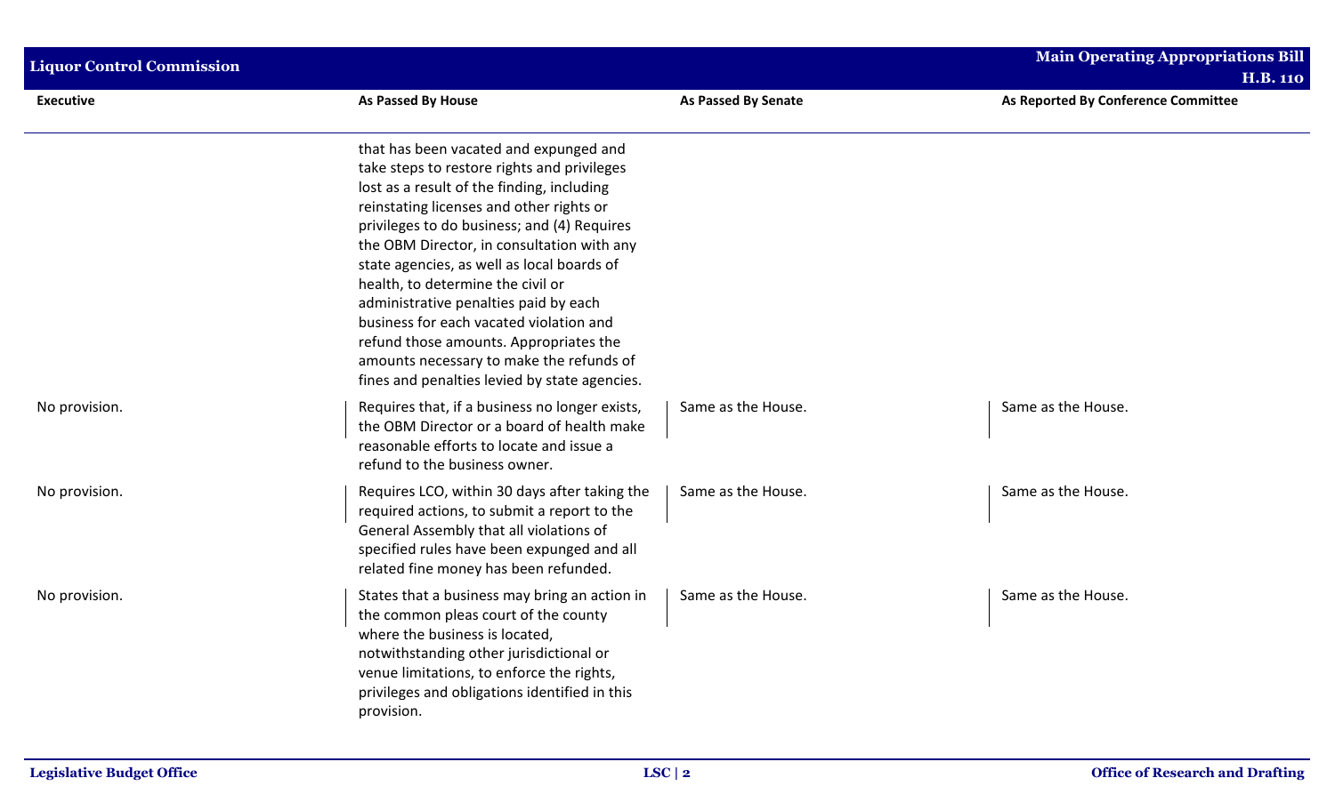| Executive | As Passed By House | As Passed By Senate | As Reported By Conference Committee |
|---|---|---|---|
| | that has been vacated and expunged and take steps to restore rights and privileges lost as a result of the finding, including reinstating licenses and other rights or privileges to do business; and (4) Requires the OBM Director, in consultation with any state agencies, as well as local boards of health, to determine the civil or administrative penalties paid by each business for each vacated violation and refund those amounts. Appropriates the amounts necessary to make the refunds of fines and penalties levied by state agencies. | | |
| No provision. | Requires that, if a business no longer exists, the OBM Director or a board of health make reasonable efforts to locate and issue a refund to the business owner. | Same as the House. | Same as the House. |
| No provision. | Requires LCO, within 30 days after taking the required actions, to submit a report to the General Assembly that all violations of specified rules have been expunged and all related fine money has been refunded. | Same as the House. | Same as the House. |
| No provision. | States that a business may bring an action in the common pleas court of the county where the business is located, notwithstanding other jurisdictional or venue limitations, to enforce the rights, privileges and obligations identified in this provision. | Same as the House. | Same as the House. |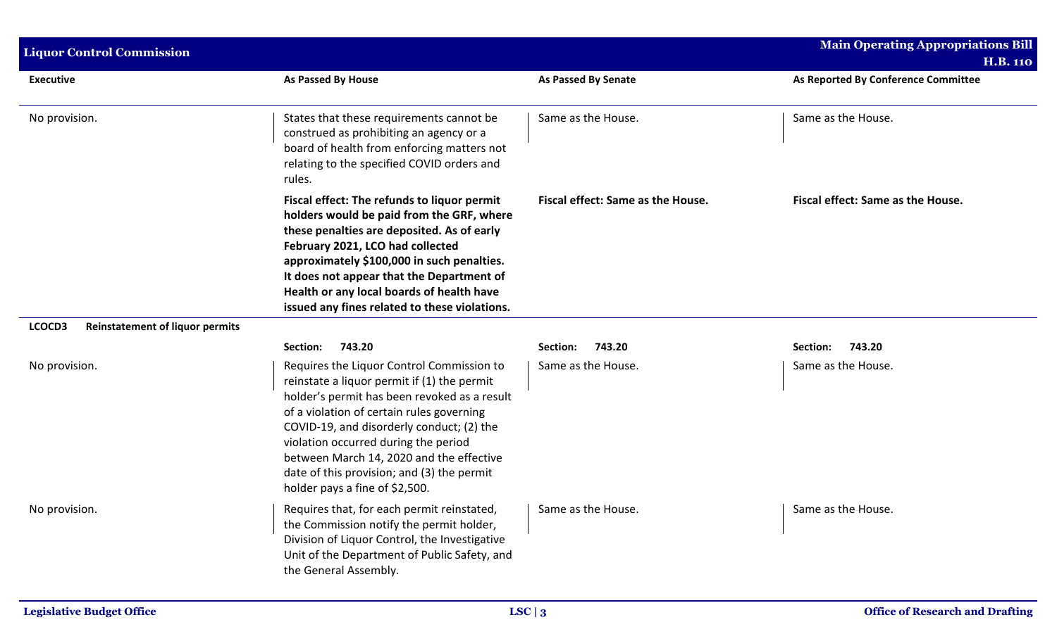| Executive | As Passed By House | As Passed By Senate | As Reported By Conference Committee |
|---|---|---|---|
| No provision. | States that these requirements cannot be construed as prohibiting an agency or a board of health from enforcing matters not relating to the specified COVID orders and rules. | Same as the House. | Same as the House. |
| | **Fiscal effect: The refunds to liquor permit holders would be paid from the GRF, where these penalties are deposited. As of early February 2021, LCO had collected approximately $100,000 in such penalties. It does not appear that the Department of Health or any local boards of health have issued any fines related to these violations.** | **Fiscal effect: Same as the House.** | **Fiscal effect: Same as the House.** |
| **LCOCD3 Reinstatement of liquor permits** | | | |
| | **Section: 743.20** | **Section: 743.20** | **Section: 743.20** |
| No provision. | Requires the Liquor Control Commission to reinstate a liquor permit if (1) the permit holder's permit has been revoked as a result of a violation of certain rules governing COVID-19, and disorderly conduct; (2) the violation occurred during the period between March 14, 2020 and the effective date of this provision; and (3) the permit holder pays a fine of $2,500. | Same as the House. | Same as the House. |
| No provision. | Requires that, for each permit reinstated, the Commission notify the permit holder, Division of Liquor Control, the Investigative Unit of the Department of Public Safety, and the General Assembly. | Same as the House. | Same as the House. |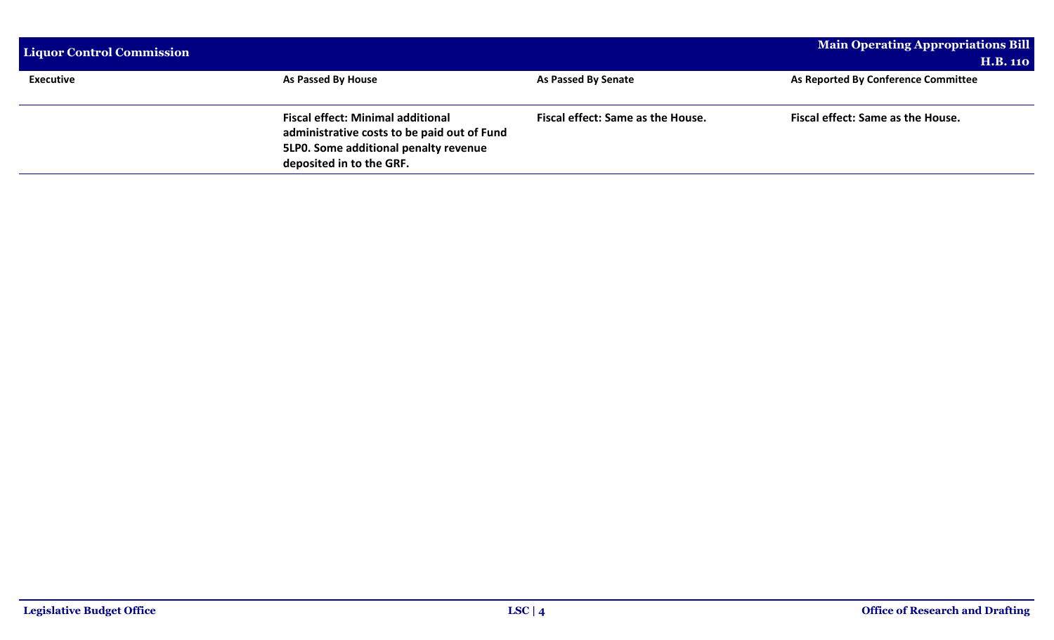| Liquor Control Commission | | | Main Operating Appropriations Bill H.B. 110 |
|---|---|---|---|
| **Executive** | **As Passed By House** | **As Passed By Senate** | **As Reported By Conference Committee** |
| | **Fiscal effect: Minimal additional administrative costs to be paid out of Fund 5LP0. Some additional penalty revenue deposited in to the GRF.** | **Fiscal effect: Same as the House.** | **Fiscal effect: Same as the House.** |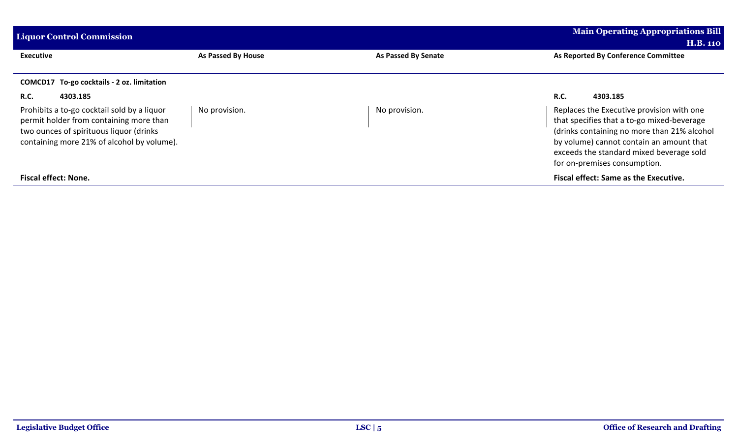## Liquor Control Commission

| Executive | As Passed By House | As Passed By Senate | As Reported By Conference Committee |
|---|---|---|---|
| **COMCD17 To-go cocktails - 2 oz. limitation** | | | |
| **R.C. 4303.185** | | | **R.C. 4303.185** |
| Prohibits a to-go cocktail sold by a liquor permit holder from containing more than two ounces of spirituous liquor (drinks containing more 21% of alcohol by volume). | No provision. | No provision. | Replaces the Executive provision with one that specifies that a to-go mixed-beverage (drinks containing no more than 21% alcohol by volume) cannot contain an amount that exceeds the standard mixed beverage sold for on-premises consumption. |
| **Fiscal effect: None.** | | | **Fiscal effect: Same as the Executive.** |